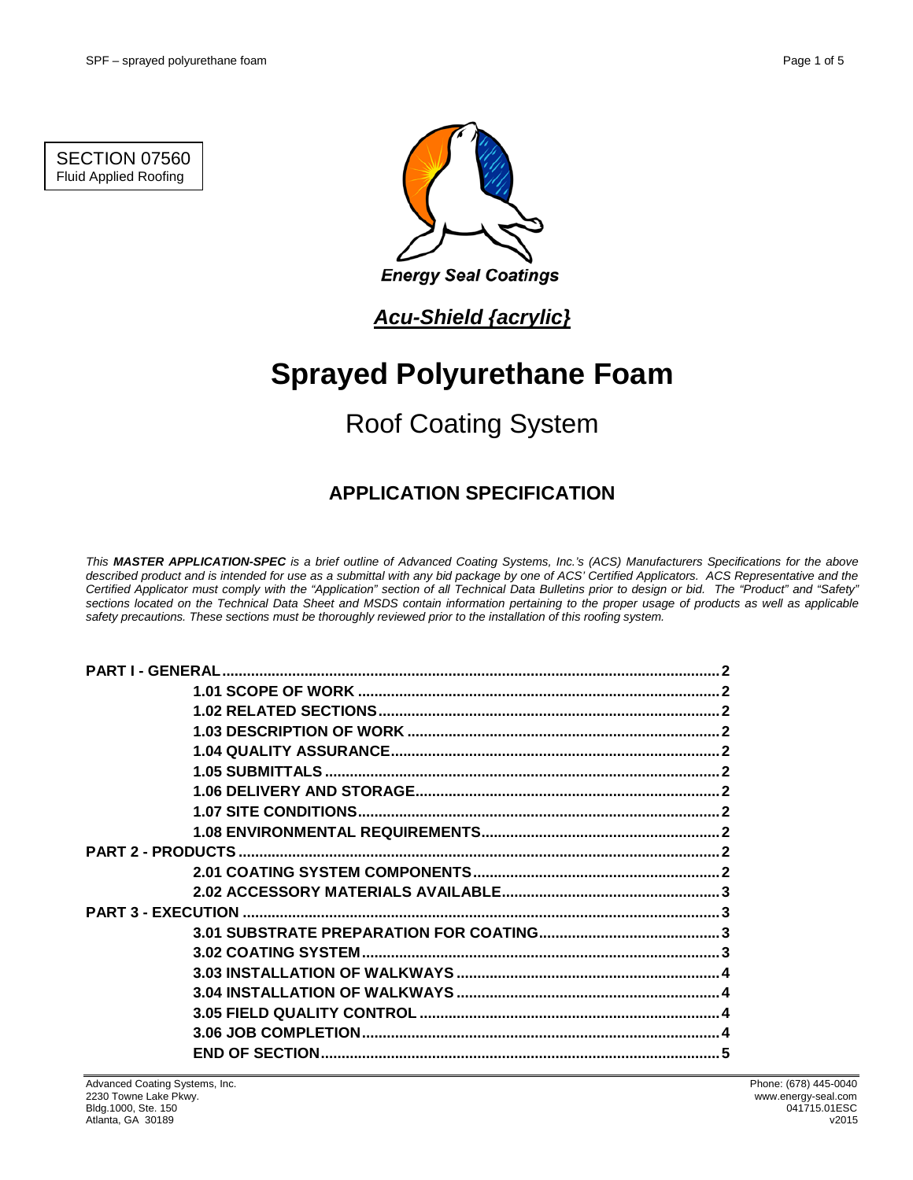SECTION 07560
Fluid Applied Roofing

Energy Seal Coatings

***Acu-Shield {acrylic}***

# Sprayed Polyurethane Foam

## Roof Coating System

### APPLICATION SPECIFICATION

*This **MASTER APPLICATION-SPEC** is a brief outline of Advanced Coating Systems, Inc.'s (ACS) Manufacturers Specifications for the above described product and is intended for use as a submittal with any bid package by one of ACS' Certified Applicators. ACS Representative and the Certified Applicator must comply with the "Application" section of all Technical Data Bulletins prior to design or bid. The "Product" and "Safety" sections located on the Technical Data Sheet and MSDS contain information pertaining to the proper usage of products as well as applicable safety precautions. These sections must be thoroughly reviewed prior to the installation of this roofing system.*

**PART I - GENERAL** .......... 2
- **1.01 SCOPE OF WORK** .......... 2
- **1.02 RELATED SECTIONS** .......... 2
- **1.03 DESCRIPTION OF WORK** .......... 2
- **1.04 QUALITY ASSURANCE** .......... 2
- **1.05 SUBMITTALS** .......... 2
- **1.06 DELIVERY AND STORAGE** .......... 2
- **1.07 SITE CONDITIONS** .......... 2
- **1.08 ENVIRONMENTAL REQUIREMENTS** .......... 2

**PART 2 - PRODUCTS** .......... 2
- **2.01 COATING SYSTEM COMPONENTS** .......... 2
- **2.02 ACCESSORY MATERIALS AVAILABLE** .......... 3

**PART 3 - EXECUTION** .......... 3
- **3.01 SUBSTRATE PREPARATION FOR COATING** .......... 3
- **3.02 COATING SYSTEM** .......... 3
- **3.03 INSTALLATION OF WALKWAYS** .......... 4
- **3.04 INSTALLATION OF WALKWAYS** .......... 4
- **3.05 FIELD QUALITY CONTROL** .......... 4
- **3.06 JOB COMPLETION** .......... 4
- **END OF SECTION** .......... 5

Advanced Coating Systems, Inc.
2230 Towne Lake Pkwy.
Bldg.1000, Ste. 150
Atlanta, GA 30189

Phone: (678) 445-0040
www.energy-seal.com
041715.01ESC
v2015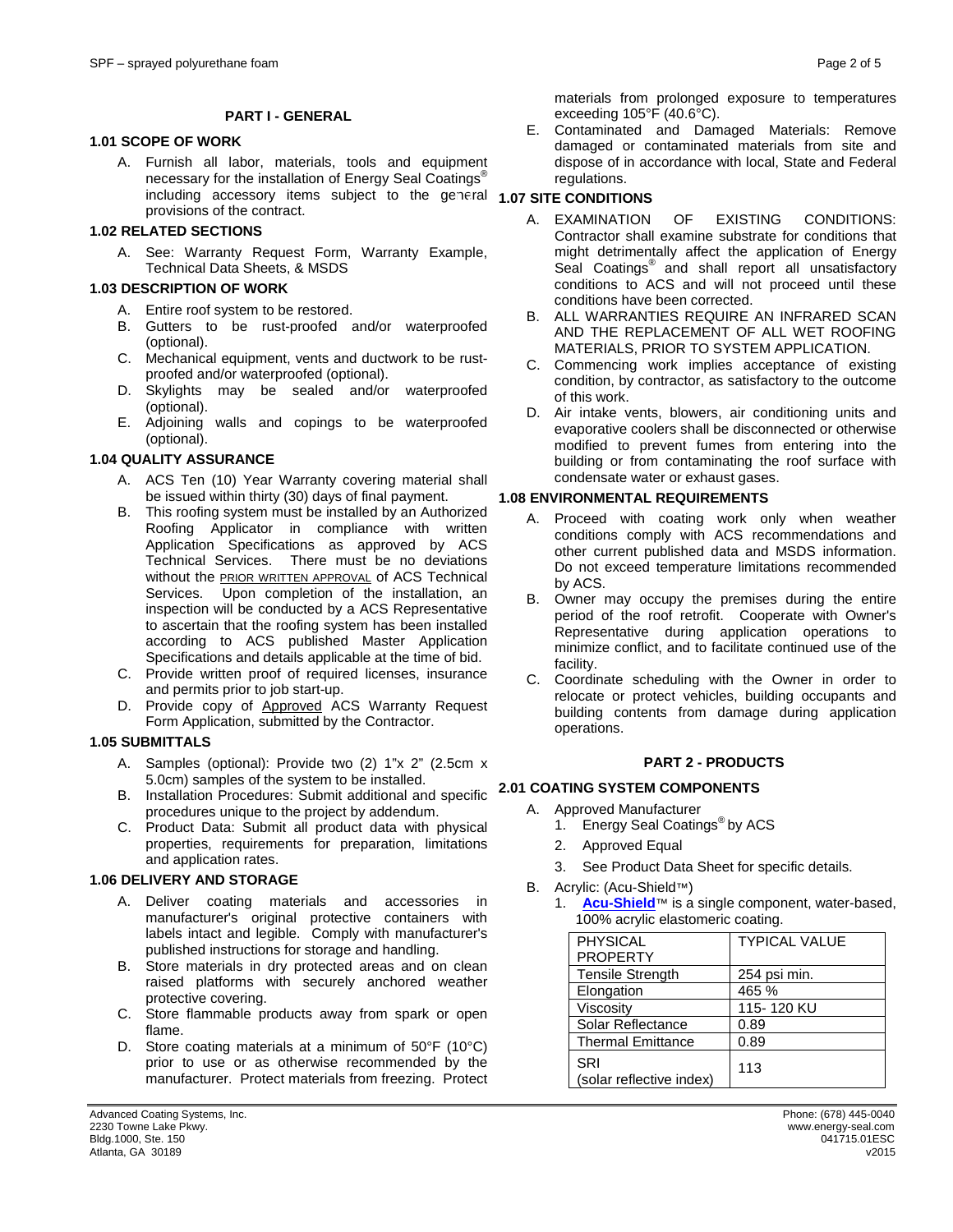## PART I - GENERAL

### 1.01 SCOPE OF WORK

A. Furnish all labor, materials, tools and equipment necessary for the installation of Energy Seal Coatings® including accessory items subject to the general provisions of the contract.

### 1.02 RELATED SECTIONS

A. See: Warranty Request Form, Warranty Example, Technical Data Sheets, & MSDS

### 1.03 DESCRIPTION OF WORK

A. Entire roof system to be restored.
B. Gutters to be rust-proofed and/or waterproofed (optional).
C. Mechanical equipment, vents and ductwork to be rust-proofed and/or waterproofed (optional).
D. Skylights may be sealed and/or waterproofed (optional).
E. Adjoining walls and copings to be waterproofed (optional).

### 1.04 QUALITY ASSURANCE

A. ACS Ten (10) Year Warranty covering material shall be issued within thirty (30) days of final payment.
B. This roofing system must be installed by an Authorized Roofing Applicator in compliance with written Application Specifications as approved by ACS Technical Services. There must be no deviations without the PRIOR WRITTEN APPROVAL of ACS Technical Services. Upon completion of the installation, an inspection will be conducted by a ACS Representative to ascertain that the roofing system has been installed according to ACS published Master Application Specifications and details applicable at the time of bid.
C. Provide written proof of required licenses, insurance and permits prior to job start-up.
D. Provide copy of Approved ACS Warranty Request Form Application, submitted by the Contractor.

### 1.05 SUBMITTALS

A. Samples (optional): Provide two (2) 1"x 2" (2.5cm x 5.0cm) samples of the system to be installed.
B. Installation Procedures: Submit additional and specific procedures unique to the project by addendum.
C. Product Data: Submit all product data with physical properties, requirements for preparation, limitations and application rates.

### 1.06 DELIVERY AND STORAGE

A. Deliver coating materials and accessories in manufacturer's original protective containers with labels intact and legible. Comply with manufacturer's published instructions for storage and handling.
B. Store materials in dry protected areas and on clean raised platforms with securely anchored weather protective covering.
C. Store flammable products away from spark or open flame.
D. Store coating materials at a minimum of 50°F (10°C) prior to use or as otherwise recommended by the manufacturer. Protect materials from freezing. Protect materials from prolonged exposure to temperatures exceeding 105°F (40.6°C).
E. Contaminated and Damaged Materials: Remove damaged or contaminated materials from site and dispose of in accordance with local, State and Federal regulations.

### 1.07 SITE CONDITIONS

A. EXAMINATION OF EXISTING CONDITIONS: Contractor shall examine substrate for conditions that might detrimentally affect the application of Energy Seal Coatings® and shall report all unsatisfactory conditions to ACS and will not proceed until these conditions have been corrected.
B. ALL WARRANTIES REQUIRE AN INFRARED SCAN AND THE REPLACEMENT OF ALL WET ROOFING MATERIALS, PRIOR TO SYSTEM APPLICATION.
C. Commencing work implies acceptance of existing condition, by contractor, as satisfactory to the outcome of this work.
D. Air intake vents, blowers, air conditioning units and evaporative coolers shall be disconnected or otherwise modified to prevent fumes from entering into the building or from contaminating the roof surface with condensate water or exhaust gases.

### 1.08 ENVIRONMENTAL REQUIREMENTS

A. Proceed with coating work only when weather conditions comply with ACS recommendations and other current published data and MSDS information. Do not exceed temperature limitations recommended by ACS.
B. Owner may occupy the premises during the entire period of the roof retrofit. Cooperate with Owner's Representative during application operations to minimize conflict, and to facilitate continued use of the facility.
C. Coordinate scheduling with the Owner in order to relocate or protect vehicles, building occupants and building contents from damage during application operations.

## PART 2 - PRODUCTS

### 2.01 COATING SYSTEM COMPONENTS

A. Approved Manufacturer
   1. Energy Seal Coatings® by ACS
   2. Approved Equal
   3. See Product Data Sheet for specific details.
B. Acrylic: (Acu-Shield™)
   1. **Acu-Shield**™ is a single component, water-based, 100% acrylic elastomeric coating.

| PHYSICAL PROPERTY | TYPICAL VALUE |
|---|---|
| Tensile Strength | 254 psi min. |
| Elongation | 465 % |
| Viscosity | 115- 120 KU |
| Solar Reflectance | 0.89 |
| Thermal Emittance | 0.89 |
| SRI (solar reflective index) | 113 |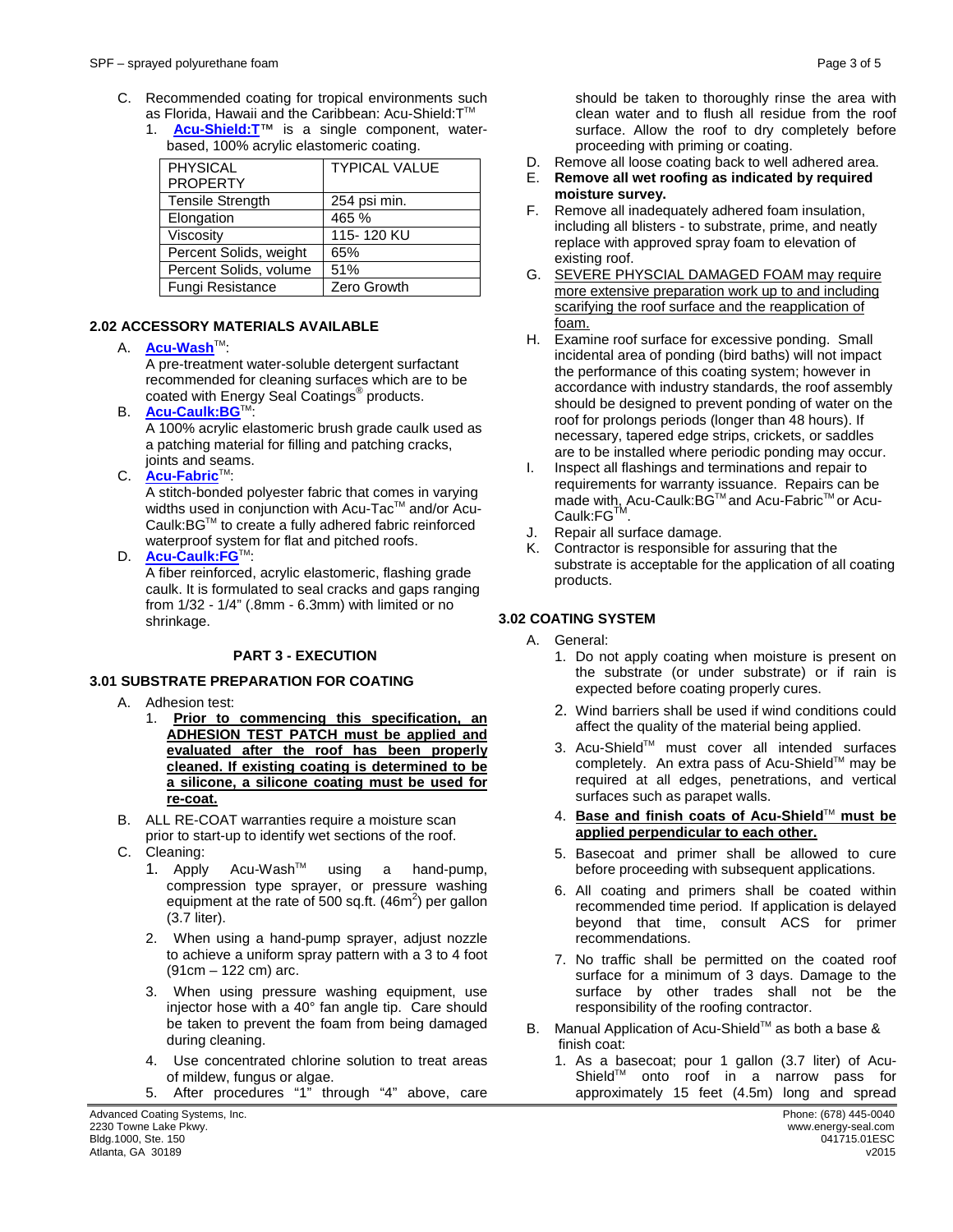C. Recommended coating for tropical environments such as Florida, Hawaii and the Caribbean: Acu-Shield:T™

1. **Acu-Shield:T™** is a single component, water-based, 100% acrylic elastomeric coating.

| PHYSICAL PROPERTY | TYPICAL VALUE |
|---|---|
| Tensile Strength | 254 psi min. |
| Elongation | 465 % |
| Viscosity | 115- 120 KU |
| Percent Solids, weight | 65% |
| Percent Solids, volume | 51% |
| Fungi Resistance | Zero Growth |

### 2.02 ACCESSORY MATERIALS AVAILABLE

A. **Acu-Wash™**:
A pre-treatment water-soluble detergent surfactant recommended for cleaning surfaces which are to be coated with Energy Seal Coatings® products.

B. **Acu-Caulk:BG™**:
A 100% acrylic elastomeric brush grade caulk used as a patching material for filling and patching cracks, joints and seams.

C. **Acu-Fabric™**:
A stitch-bonded polyester fabric that comes in varying widths used in conjunction with Acu-Tac™ and/or Acu-Caulk:BG™ to create a fully adhered fabric reinforced waterproof system for flat and pitched roofs.

D. **Acu-Caulk:FG™**:
A fiber reinforced, acrylic elastomeric, flashing grade caulk. It is formulated to seal cracks and gaps ranging from 1/32 - 1/4" (.8mm - 6.3mm) with limited or no shrinkage.

## PART 3 - EXECUTION

### 3.01 SUBSTRATE PREPARATION FOR COATING

A. Adhesion test:
   1. **Prior to commencing this specification, an ADHESION TEST PATCH must be applied and evaluated after the roof has been properly cleaned. If existing coating is determined to be a silicone, a silicone coating must be used for re-coat.**

B. ALL RE-COAT warranties require a moisture scan prior to start-up to identify wet sections of the roof.

C. Cleaning:
   1. Apply Acu-Wash™ using a hand-pump, compression type sprayer, or pressure washing equipment at the rate of 500 sq.ft. ($46m^2$) per gallon (3.7 liter).
   2. When using a hand-pump sprayer, adjust nozzle to achieve a uniform spray pattern with a 3 to 4 foot (91cm – 122 cm) arc.
   3. When using pressure washing equipment, use injector hose with a 40° fan angle tip. Care should be taken to prevent the foam from being damaged during cleaning.
   4. Use concentrated chlorine solution to treat areas of mildew, fungus or algae.
   5. After procedures "1" through "4" above, care should be taken to thoroughly rinse the area with clean water and to flush all residue from the roof surface. Allow the roof to dry completely before proceeding with priming or coating.

D. Remove all loose coating back to well adhered area.

E. **Remove all wet roofing as indicated by required moisture survey.**

F. Remove all inadequately adhered foam insulation, including all blisters - to substrate, prime, and neatly replace with approved spray foam to elevation of existing roof.

G. SEVERE PHYSCIAL DAMAGED FOAM may require more extensive preparation work up to and including scarifying the roof surface and the reapplication of foam.

H. Examine roof surface for excessive ponding. Small incidental area of ponding (bird baths) will not impact the performance of this coating system; however in accordance with industry standards, the roof assembly should be designed to prevent ponding of water on the roof for prolongs periods (longer than 48 hours). If necessary, tapered edge strips, crickets, or saddles are to be installed where periodic ponding may occur.

I. Inspect all flashings and terminations and repair to requirements for warranty issuance. Repairs can be made with, Acu-Caulk:BG™ and Acu-Fabric™ or Acu-Caulk:FG™.

J. Repair all surface damage.

K. Contractor is responsible for assuring that the substrate is acceptable for the application of all coating products.

### 3.02 COATING SYSTEM

A. General:
   1. Do not apply coating when moisture is present on the substrate (or under substrate) or if rain is expected before coating properly cures.
   2. Wind barriers shall be used if wind conditions could affect the quality of the material being applied.
   3. Acu-Shield™ must cover all intended surfaces completely. An extra pass of Acu-Shield™ may be required at all edges, penetrations, and vertical surfaces such as parapet walls.
   4. **Base and finish coats of Acu-Shield™ must be applied perpendicular to each other.**
   5. Basecoat and primer shall be allowed to cure before proceeding with subsequent applications.
   6. All coating and primers shall be coated within recommended time period. If application is delayed beyond that time, consult ACS for primer recommendations.
   7. No traffic shall be permitted on the coated roof surface for a minimum of 3 days. Damage to the surface by other trades shall not be the responsibility of the roofing contractor.

B. Manual Application of Acu-Shield™ as both a base & finish coat:
   1. As a basecoat; pour 1 gallon (3.7 liter) of Acu-Shield™ onto roof in a narrow pass for approximately 15 feet (4.5m) long and spread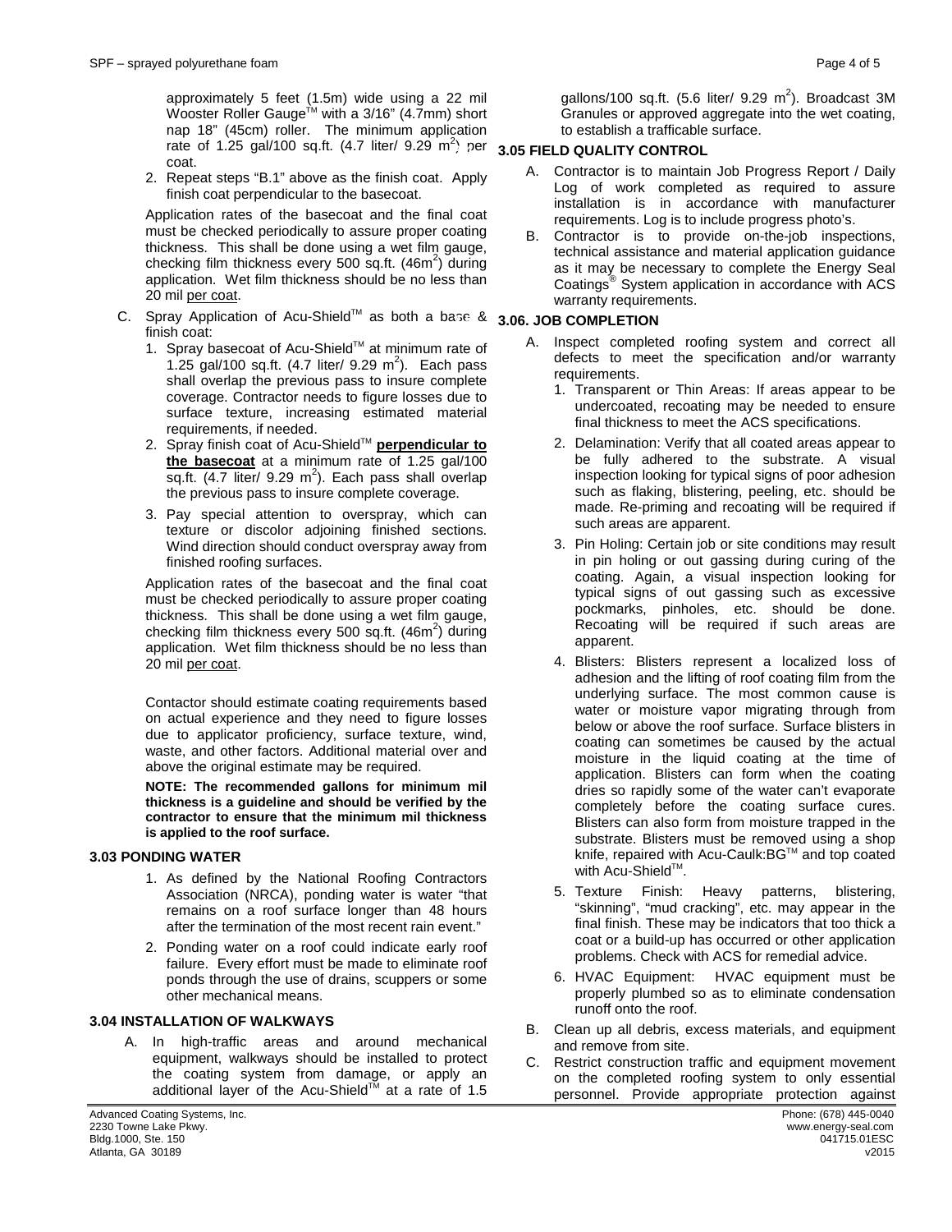approximately 5 feet (1.5m) wide using a 22 mil Wooster Roller Gauge™ with a 3/16" (4.7mm) short nap 18" (45cm) roller. The minimum application rate of 1.25 gal/100 sq.ft. (4.7 liter/ 9.29 m$^2$) per coat.

2. Repeat steps "B.1" above as the finish coat. Apply finish coat perpendicular to the basecoat.

Application rates of the basecoat and the final coat must be checked periodically to assure proper coating thickness. This shall be done using a wet film gauge, checking film thickness every 500 sq.ft. (46m$^2$) during application. Wet film thickness should be no less than 20 mil per coat.

C. Spray Application of Acu-Shield™ as both a base & finish coat:

1. Spray basecoat of Acu-Shield™ at minimum rate of 1.25 gal/100 sq.ft. (4.7 liter/ 9.29 m$^2$). Each pass shall overlap the previous pass to insure complete coverage. Contractor needs to figure losses due to surface texture, increasing estimated material requirements, if needed.
2. Spray finish coat of Acu-Shield™ **perpendicular to the basecoat** at a minimum rate of 1.25 gal/100 sq.ft. (4.7 liter/ 9.29 m$^2$). Each pass shall overlap the previous pass to insure complete coverage.
3. Pay special attention to overspray, which can texture or discolor adjoining finished sections. Wind direction should conduct overspray away from finished roofing surfaces.

Application rates of the basecoat and the final coat must be checked periodically to assure proper coating thickness. This shall be done using a wet film gauge, checking film thickness every 500 sq.ft. (46m$^2$) during application. Wet film thickness should be no less than 20 mil per coat.

Contactor should estimate coating requirements based on actual experience and they need to figure losses due to applicator proficiency, surface texture, wind, waste, and other factors. Additional material over and above the original estimate may be required.

**NOTE: The recommended gallons for minimum mil thickness is a guideline and should be verified by the contractor to ensure that the minimum mil thickness is applied to the roof surface.**

### 3.03 PONDING WATER

1. As defined by the National Roofing Contractors Association (NRCA), ponding water is water "that remains on a roof surface longer than 48 hours after the termination of the most recent rain event."
2. Ponding water on a roof could indicate early roof failure. Every effort must be made to eliminate roof ponds through the use of drains, scuppers or some other mechanical means.

### 3.04 INSTALLATION OF WALKWAYS

A. In high-traffic areas and around mechanical equipment, walkways should be installed to protect the coating system from damage, or apply an additional layer of the Acu-Shield™ at a rate of 1.5 gallons/100 sq.ft. (5.6 liter/ 9.29 m$^2$). Broadcast 3M Granules or approved aggregate into the wet coating, to establish a trafficable surface.

### 3.05 FIELD QUALITY CONTROL

A. Contractor is to maintain Job Progress Report / Daily Log of work completed as required to assure installation is in accordance with manufacturer requirements. Log is to include progress photo's.

B. Contractor is to provide on-the-job inspections, technical assistance and material application guidance as it may be necessary to complete the Energy Seal Coatings® System application in accordance with ACS warranty requirements.

### 3.06. JOB COMPLETION

A. Inspect completed roofing system and correct all defects to meet the specification and/or warranty requirements.

1. Transparent or Thin Areas: If areas appear to be undercoated, recoating may be needed to ensure final thickness to meet the ACS specifications.
2. Delamination: Verify that all coated areas appear to be fully adhered to the substrate. A visual inspection looking for typical signs of poor adhesion such as flaking, blistering, peeling, etc. should be made. Re-priming and recoating will be required if such areas are apparent.
3. Pin Holing: Certain job or site conditions may result in pin holing or out gassing during curing of the coating. Again, a visual inspection looking for typical signs of out gassing such as excessive pockmarks, pinholes, etc. should be done. Recoating will be required if such areas are apparent.
4. Blisters: Blisters represent a localized loss of adhesion and the lifting of roof coating film from the underlying surface. The most common cause is water or moisture vapor migrating through from below or above the roof surface. Surface blisters in coating can sometimes be caused by the actual moisture in the liquid coating at the time of application. Blisters can form when the coating dries so rapidly some of the water can't evaporate completely before the coating surface cures. Blisters can also form from moisture trapped in the substrate. Blisters must be removed using a shop knife, repaired with Acu-Caulk:BG™ and top coated with Acu-Shield™.
5. Texture Finish: Heavy patterns, blistering, "skinning", "mud cracking", etc. may appear in the final finish. These may be indicators that too thick a coat or a build-up has occurred or other application problems. Check with ACS for remedial advice.
6. HVAC Equipment: HVAC equipment must be properly plumbed so as to eliminate condensation runoff onto the roof.

B. Clean up all debris, excess materials, and equipment and remove from site.

C. Restrict construction traffic and equipment movement on the completed roofing system to only essential personnel. Provide appropriate protection against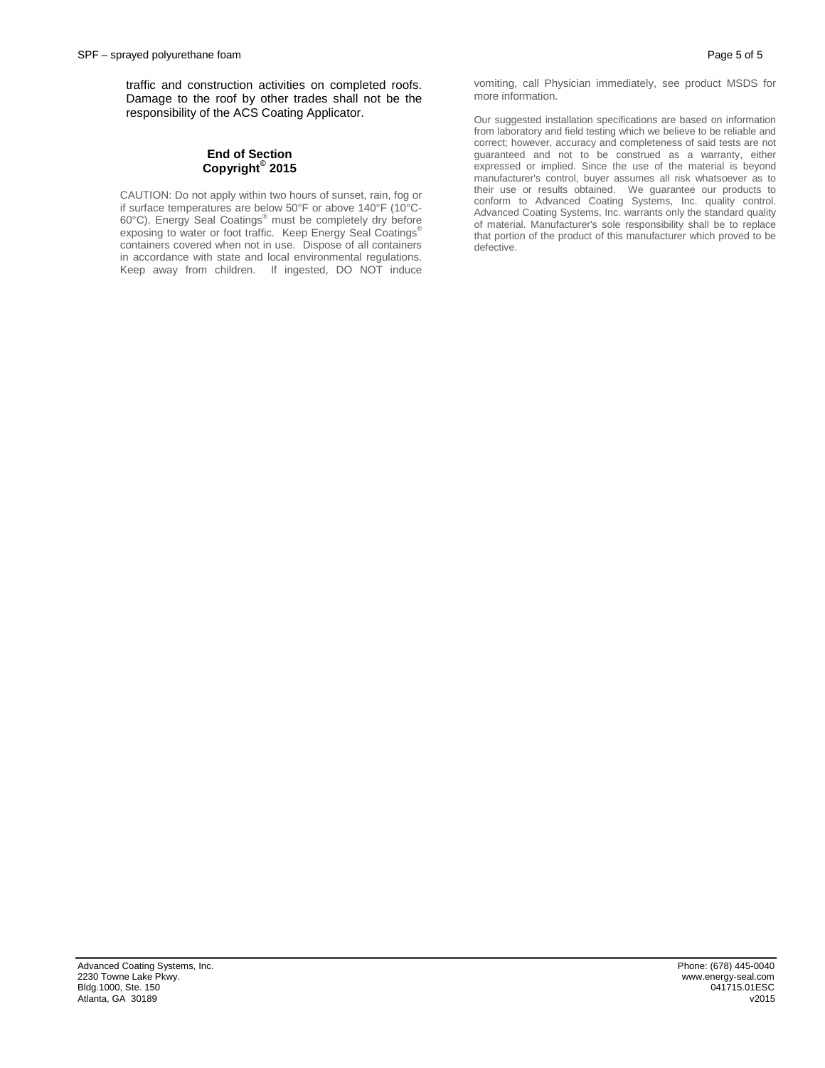traffic and construction activities on completed roofs. Damage to the roof by other trades shall not be the responsibility of the ACS Coating Applicator.

**End of Section**
**Copyright© 2015**

CAUTION: Do not apply within two hours of sunset, rain, fog or if surface temperatures are below 50°F or above 140°F (10°C-60°C). Energy Seal Coatings® must be completely dry before exposing to water or foot traffic. Keep Energy Seal Coatings® containers covered when not in use. Dispose of all containers in accordance with state and local environmental regulations. Keep away from children. If ingested, DO NOT induce vomiting, call Physician immediately, see product MSDS for more information.

Our suggested installation specifications are based on information from laboratory and field testing which we believe to be reliable and correct; however, accuracy and completeness of said tests are not guaranteed and not to be construed as a warranty, either expressed or implied. Since the use of the material is beyond manufacturer's control, buyer assumes all risk whatsoever as to their use or results obtained. We guarantee our products to conform to Advanced Coating Systems, Inc. quality control. Advanced Coating Systems, Inc. warrants only the standard quality of material. Manufacturer's sole responsibility shall be to replace that portion of the product of this manufacturer which proved to be defective.